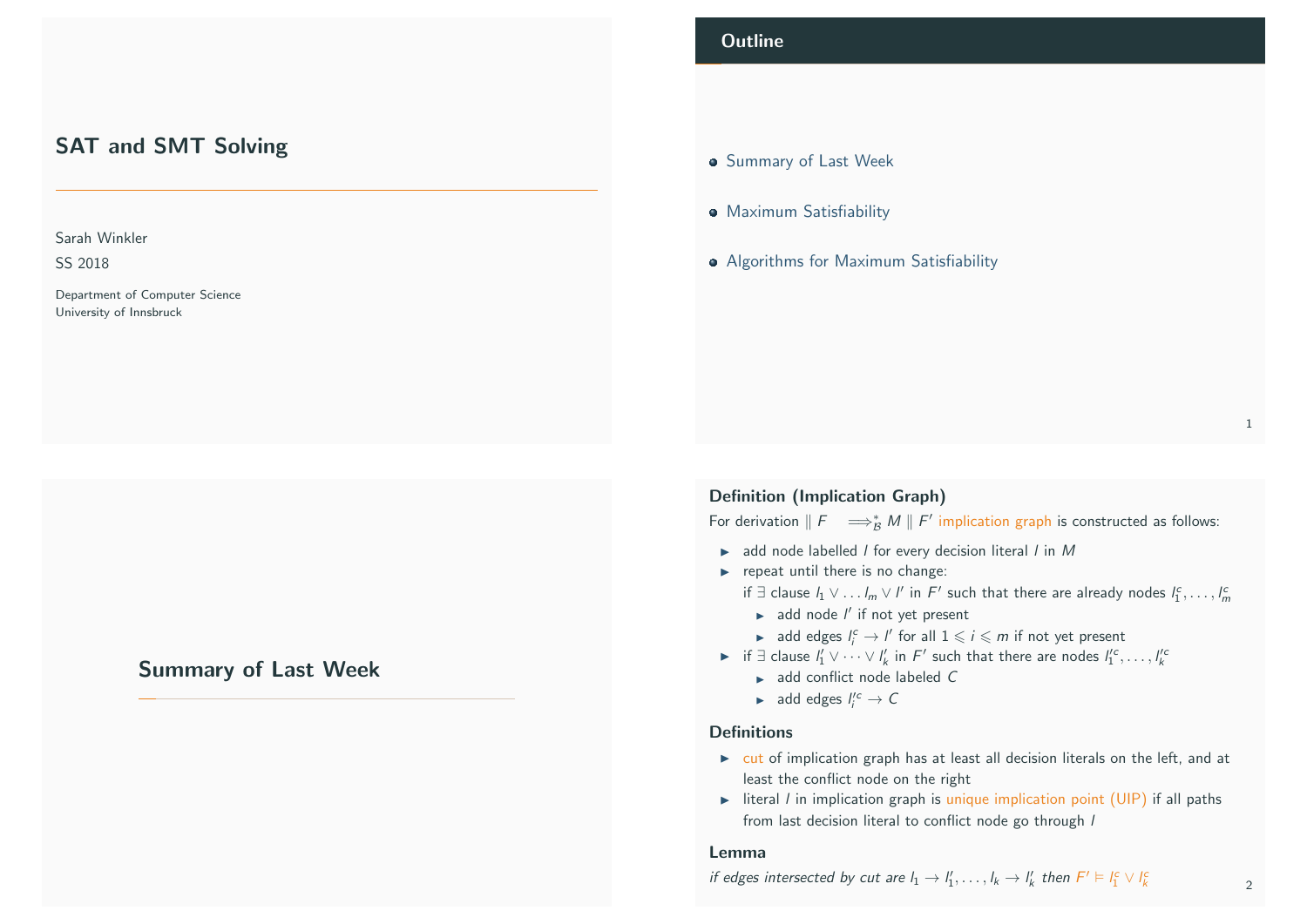# SAT and SMT Solving

Sarah Winkler

SS 2018

Department of Computer Science
University of Innsbruck

## Outline

- Summary of Last Week
- Maximum Satisfiability
- Algorithms for Maximum Satisfiability

# Summary of Last Week

### Definition (Implication Graph)

For derivation $\| F \implies_{\mathcal{B}}^* M \| F'$ implication graph is constructed as follows:

- add node labelled $l$ for every decision literal $l$ in $M$
- repeat until there is no change:
  if $\exists$ clause $l_1 \vee \ldots l_m \vee l'$ in $F'$ such that there are already nodes $l_1^c, \ldots, l_m^c$
  - add node $l'$ if not yet present
  - add edges $l_i^c \to l'$ for all $1 \leqslant i \leqslant m$ if not yet present
- if $\exists$ clause $l_1' \vee \cdots \vee l_k'$ in $F'$ such that there are nodes $l_1'^c, \ldots, l_k'^c$
  - add conflict node labeled $C$
  - add edges $l_i'^c \to C$

### Definitions

- cut of implication graph has at least all decision literals on the left, and at least the conflict node on the right
- literal $l$ in implication graph is unique implication point (UIP) if all paths from last decision literal to conflict node go through $l$

### Lemma

*if edges intersected by cut are $l_1 \to l_1', \ldots, l_k \to l_k'$ then $F' \vDash l_1^c \vee l_k^c$*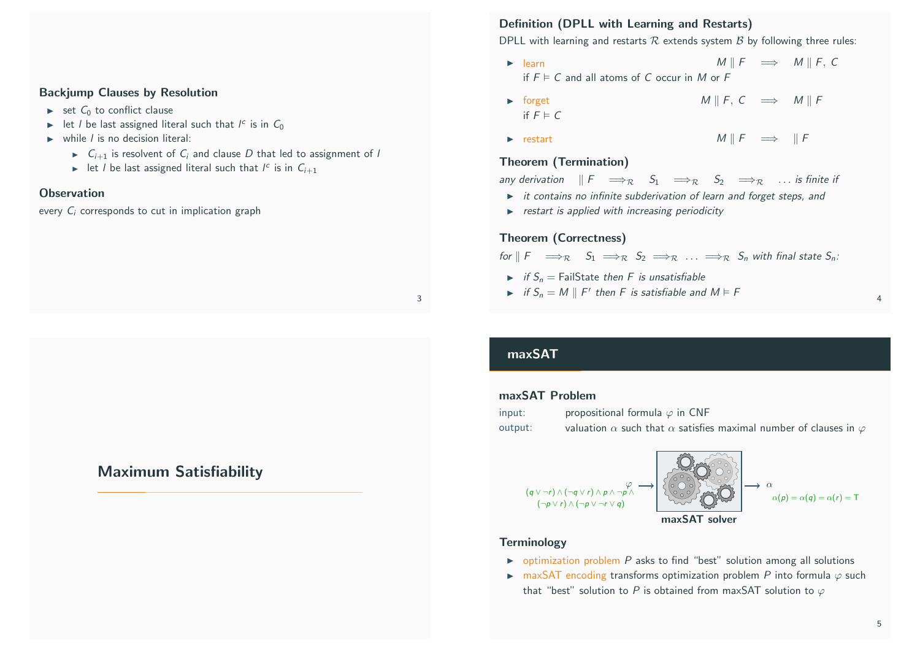### Backjump Clauses by Resolution

- set $C_0$ to conflict clause
- let $l$ be last assigned literal such that $l^c$ is in $C_0$
- while $l$ is no decision literal:
  - $C_{i+1}$ is resolvent of $C_i$ and clause $D$ that led to assignment of $l$
  - let $l$ be last assigned literal such that $l^c$ is in $C_{i+1}$

### Observation

every $C_i$ corresponds to cut in implication graph

### Definition (DPLL with Learning and Restarts)

DPLL with learning and restarts $\mathcal{R}$ extends system $\mathcal{B}$ by following three rules:

- learn $\quad M \parallel F \implies M \parallel F, C$
  if $F \vDash C$ and all atoms of $C$ occur in $M$ or $F$
- forget $\quad M \parallel F, C \implies M \parallel F$
  if $F \vDash C$
- restart $\quad M \parallel F \implies \parallel F$

### Theorem (Termination)

*any derivation* $\parallel F \implies_{\mathcal{R}} S_1 \implies_{\mathcal{R}} S_2 \implies_{\mathcal{R}} \dots$ *is finite if*

- *it contains no infinite subderivation of learn and forget steps, and*
- *restart is applied with increasing periodicity*

### Theorem (Correctness)

*for* $\parallel F \implies_{\mathcal{R}} S_1 \implies_{\mathcal{R}} S_2 \implies_{\mathcal{R}} \dots \implies_{\mathcal{R}} S_n$ *with final state* $S_n$*:*

- *if* $S_n = \text{FailState}$ *then* $F$ *is unsatisfiable*
- *if* $S_n = M \parallel F'$ *then* $F$ *is satisfiable and* $M \vDash F$

# Maximum Satisfiability

## maxSAT

### maxSAT Problem

input: propositional formula $\varphi$ in CNF

output: valuation $\alpha$ such that $\alpha$ satisfies maximal number of clauses in $\varphi$

$\varphi$
$(q \vee \neg r) \wedge (\neg q \vee r) \wedge p \wedge \neg p \wedge$
$(\neg p \vee r) \wedge (\neg p \vee \neg r \vee q)$

maxSAT solver

$\alpha$
$\alpha(p) = \alpha(q) = \alpha(r) = \mathsf{T}$

### Terminology

- optimization problem $P$ asks to find "best" solution among all solutions
- maxSAT encoding transforms optimization problem $P$ into formula $\varphi$ such that "best" solution to $P$ is obtained from maxSAT solution to $\varphi$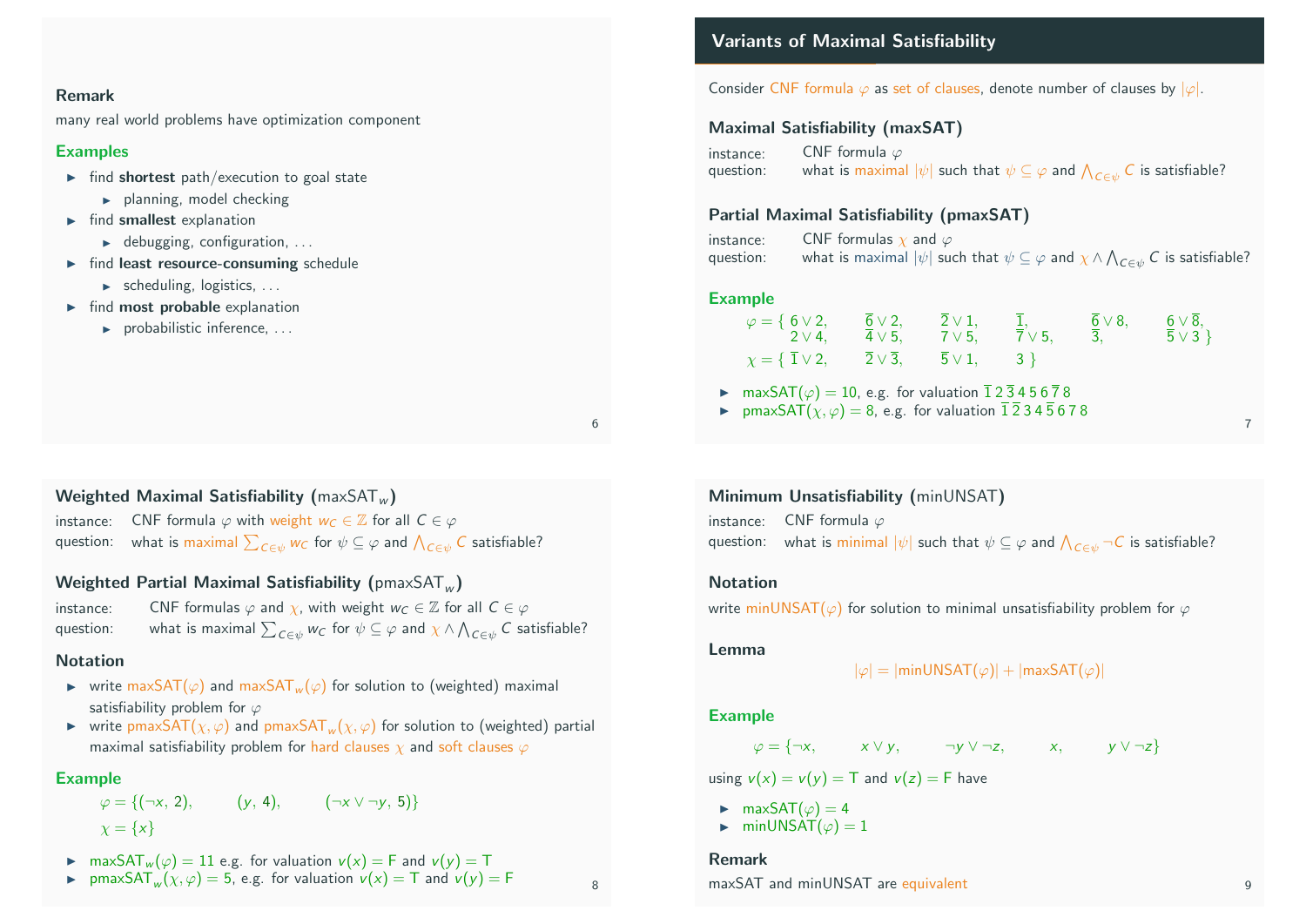### Remark

many real world problems have optimization component

**Examples**

- find **shortest** path/execution to goal state
  - planning, model checking
- find **smallest** explanation
  - debugging, configuration, ...
- find **least resource-consuming** schedule
  - scheduling, logistics, ...
- find **most probable** explanation
  - probabilistic inference, ...

## Variants of Maximal Satisfiability

Consider CNF formula $\varphi$ as set of clauses, denote number of clauses by $|\varphi|$.

### Maximal Satisfiability (maxSAT)

instance: CNF formula $\varphi$

question: what is maximal $|\psi|$ such that $\psi \subseteq \varphi$ and $\bigwedge_{C \in \psi} C$ is satisfiable?

### Partial Maximal Satisfiability (pmaxSAT)

instance: CNF formulas $\chi$ and $\varphi$

question: what is maximal $|\psi|$ such that $\psi \subseteq \varphi$ and $\chi \wedge \bigwedge_{C \in \psi} C$ is satisfiable?

**Example**

$$\varphi = \{\, 6 \vee 2,\quad \overline{6} \vee 2,\quad \overline{2} \vee 1,\quad \overline{1},\quad \overline{6} \vee 8,\quad 6 \vee \overline{8},\quad 2 \vee 4,\quad \overline{4} \vee 5,\quad 7 \vee 5,\quad \overline{7} \vee 5,\quad \overline{3},\quad \overline{5} \vee 3 \,\}$$

$$\chi = \{\, \overline{1} \vee 2,\quad \overline{2} \vee \overline{3},\quad \overline{5} \vee 1,\quad 3 \,\}$$

- $\mathsf{maxSAT}(\varphi) = 10$, e.g. for valuation $\overline{1}\,2\,\overline{3}\,4\,5\,6\,\overline{7}\,8$
- $\mathsf{pmaxSAT}(\chi, \varphi) = 8$, e.g. for valuation $\overline{1}\,\overline{2}\,3\,4\,\overline{5}\,6\,7\,8$

### Weighted Maximal Satisfiability ($\mathsf{maxSAT}_w$)

instance: CNF formula $\varphi$ with weight $w_C \in \mathbb{Z}$ for all $C \in \varphi$

question: what is maximal $\sum_{C \in \psi} w_C$ for $\psi \subseteq \varphi$ and $\bigwedge_{C \in \psi} C$ satisfiable?

### Weighted Partial Maximal Satisfiability ($\mathsf{pmaxSAT}_w$)

instance: CNF formulas $\varphi$ and $\chi$, with weight $w_C \in \mathbb{Z}$ for all $C \in \varphi$

question: what is maximal $\sum_{C \in \psi} w_C$ for $\psi \subseteq \varphi$ and $\chi \wedge \bigwedge_{C \in \psi} C$ satisfiable?

### Notation

- write $\mathsf{maxSAT}(\varphi)$ and $\mathsf{maxSAT}_w(\varphi)$ for solution to (weighted) maximal satisfiability problem for $\varphi$
- write $\mathsf{pmaxSAT}(\chi, \varphi)$ and $\mathsf{pmaxSAT}_w(\chi, \varphi)$ for solution to (weighted) partial maximal satisfiability problem for hard clauses $\chi$ and soft clauses $\varphi$

**Example**

$$\varphi = \{(\neg x, 2),\quad (y, 4),\quad (\neg x \vee \neg y, 5)\}$$

$$\chi = \{x\}$$

- $\mathsf{maxSAT}_w(\varphi) = 11$ e.g. for valuation $v(x) = \mathsf{F}$ and $v(y) = \mathsf{T}$
- $\mathsf{pmaxSAT}_w(\chi, \varphi) = 5$, e.g. for valuation $v(x) = \mathsf{T}$ and $v(y) = \mathsf{F}$

### Minimum Unsatisfiability (minUNSAT)

instance: CNF formula $\varphi$

question: what is minimal $|\psi|$ such that $\psi \subseteq \varphi$ and $\bigwedge_{C \in \psi} \neg C$ is satisfiable?

### Notation

write $\mathsf{minUNSAT}(\varphi)$ for solution to minimal unsatisfiability problem for $\varphi$

### Lemma

$$|\varphi| = |\mathsf{minUNSAT}(\varphi)| + |\mathsf{maxSAT}(\varphi)|$$

**Example**

$$\varphi = \{\neg x,\quad x \vee y,\quad \neg y \vee \neg z,\quad x,\quad y \vee \neg z\}$$

using $v(x) = v(y) = \mathsf{T}$ and $v(z) = \mathsf{F}$ have

- $\mathsf{maxSAT}(\varphi) = 4$
- $\mathsf{minUNSAT}(\varphi) = 1$

### Remark

maxSAT and minUNSAT are equivalent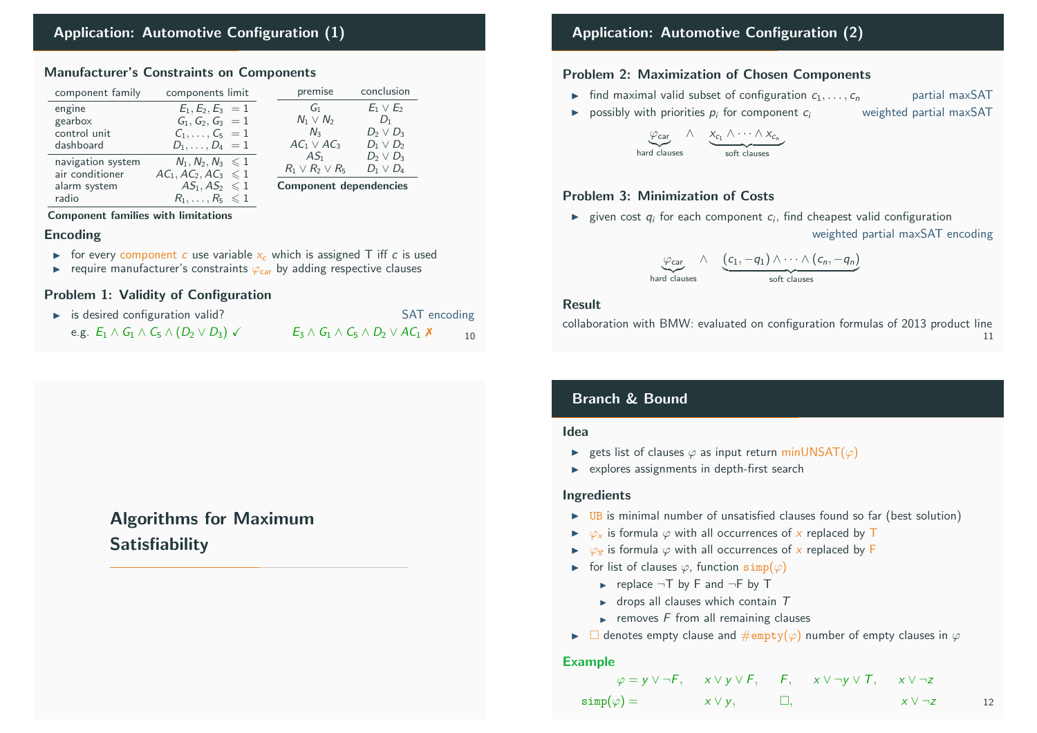## Application: Automotive Configuration (1)

### Manufacturer's Constraints on Components

| component family | components | limit |
|---|---|---|
| engine | $E_1, E_2, E_3$ | $= 1$ |
| gearbox | $G_1, G_2, G_3$ | $= 1$ |
| control unit | $C_1, \dots, C_5$ | $= 1$ |
| dashboard | $D_1, \dots, D_4$ | $= 1$ |
| navigation system | $N_1, N_2, N_3$ | $\leqslant 1$ |
| air conditioner | $AC_1, AC_2, AC_3$ | $\leqslant 1$ |
| alarm system | $AS_1, AS_2$ | $\leqslant 1$ |
| radio | $R_1, \dots, R_5$ | $\leqslant 1$ |

**Component families with limitations**

| premise | conclusion |
|---|---|
| $G_1$ | $E_1 \vee E_2$ |
| $N_1 \vee N_2$ | $D_1$ |
| $N_3$ | $D_2 \vee D_3$ |
| $AC_1 \vee AC_3$ | $D_1 \vee D_2$ |
| $AS_1$ | $D_2 \vee D_3$ |
| $R_1 \vee R_2 \vee R_5$ | $D_1 \vee D_4$ |

**Component dependencies**

### Encoding

- for every component $c$ use variable $x_c$ which is assigned T iff $c$ is used
- require manufacturer's constraints $\varphi_{\text{car}}$ by adding respective clauses

### Problem 1: Validity of Configuration

- is desired configuration valid? — SAT encoding

  e.g. $E_1 \wedge G_1 \wedge C_5 \wedge (D_2 \vee D_3)$ ✓ $\qquad E_3 \wedge G_1 \wedge C_5 \wedge D_2 \vee AC_1$ ✗

## Application: Automotive Configuration (2)

### Problem 2: Maximization of Chosen Components

- find maximal valid subset of configuration $c_1, \dots, c_n$ — partial maxSAT
- possibly with priorities $p_i$ for component $c_i$ — weighted partial maxSAT

$$\underbrace{\varphi_{\text{car}}}_{\text{hard clauses}} \wedge \underbrace{x_{c_1} \wedge \dots \wedge x_{c_n}}_{\text{soft clauses}}$$

### Problem 3: Minimization of Costs

- given cost $q_i$ for each component $c_i$, find cheapest valid configuration — weighted partial maxSAT encoding

$$\underbrace{\varphi_{\text{car}}}_{\text{hard clauses}} \wedge \underbrace{(c_1, -q_1) \wedge \dots \wedge (c_n, -q_n)}_{\text{soft clauses}}$$

### Result

collaboration with BMW: evaluated on configuration formulas of 2013 product line

# Algorithms for Maximum Satisfiability

## Branch & Bound

### Idea

- gets list of clauses $\varphi$ as input return $\text{minUNSAT}(\varphi)$
- explores assignments in depth-first search

### Ingredients

- `UB` is minimal number of unsatisfied clauses found so far (best solution)
- $\varphi_x$ is formula $\varphi$ with all occurrences of $x$ replaced by T
- $\varphi_{\overline{x}}$ is formula $\varphi$ with all occurrences of $x$ replaced by F
- for list of clauses $\varphi$, function $\texttt{simp}(\varphi)$
  - replace $\neg$T by F and $\neg$F by T
  - drops all clauses which contain $T$
  - removes $F$ from all remaining clauses
- $\square$ denotes empty clause and $\#\texttt{empty}(\varphi)$ number of empty clauses in $\varphi$

### Example

$$\varphi = y \vee \neg F, \quad x \vee y \vee F, \quad F, \quad x \vee \neg y \vee T, \quad x \vee \neg z$$

$$\texttt{simp}(\varphi) = \quad x \vee y, \quad \square, \quad x \vee \neg z$$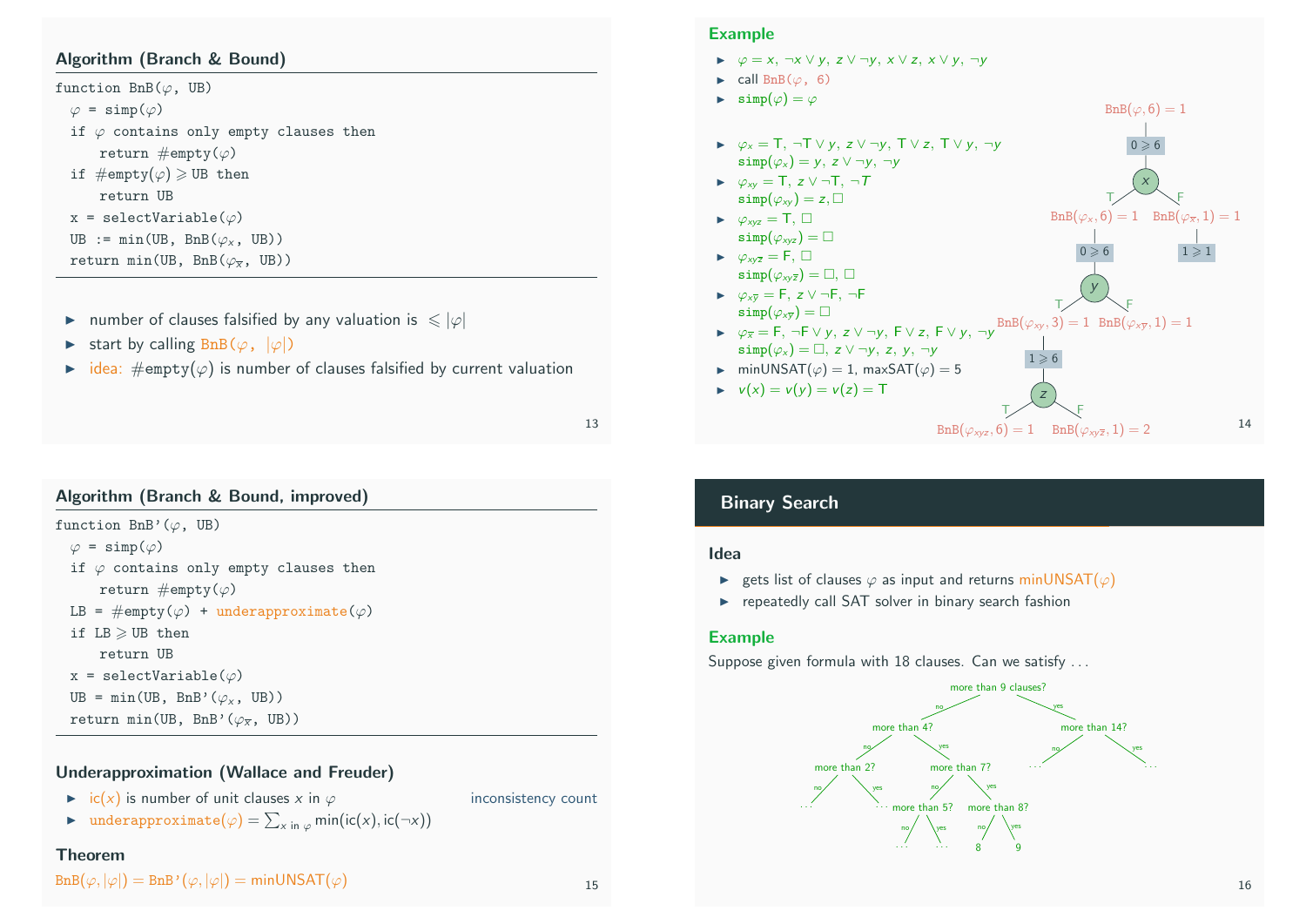### Algorithm (Branch & Bound)

```
function BnB(φ, UB)
  φ = simp(φ)
  if φ contains only empty clauses then
      return #empty(φ)
  if #empty(φ) ⩾ UB then
      return UB
  x = selectVariable(φ)
  UB := min(UB, BnB(φ_x, UB))
  return min(UB, BnB(φ_x̄, UB))
```

- number of clauses falsified by any valuation is $\leqslant |\varphi|$
- start by calling $\mathtt{BnB}(\varphi,\ |\varphi|)$
- idea: $\#\mathtt{empty}(\varphi)$ is number of clauses falsified by current valuation

### Example

- $\varphi = x,\ \neg x \vee y,\ z \vee \neg y,\ x \vee z,\ x \vee y,\ \neg y$
- call $\mathtt{BnB}(\varphi,\ 6)$
- $\mathtt{simp}(\varphi) = \varphi$
- $\varphi_x = \mathsf{T},\ \neg\mathsf{T} \vee y,\ z \vee \neg y,\ \mathsf{T} \vee z,\ \mathsf{T} \vee y,\ \neg y$
  $\mathtt{simp}(\varphi_x) = y,\ z \vee \neg y,\ \neg y$
- $\varphi_{xy} = \mathsf{T},\ z \vee \neg\mathsf{T},\ \neg\mathsf{T}$
  $\mathtt{simp}(\varphi_{xy}) = z, \Box$
- $\varphi_{xyz} = \mathsf{T},\ \Box$
  $\mathtt{simp}(\varphi_{xyz}) = \Box$
- $\varphi_{xy\overline{z}} = \mathsf{F},\ \Box$
  $\mathtt{simp}(\varphi_{xy\overline{z}}) = \Box,\ \Box$
- $\varphi_{x\overline{y}} = \mathsf{F},\ z \vee \neg\mathsf{F},\ \neg\mathsf{F}$
  $\mathtt{simp}(\varphi_{x\overline{y}}) = \Box$
- $\varphi_{\overline{x}} = \mathsf{F},\ \neg\mathsf{F} \vee y,\ z \vee \neg y,\ \mathsf{F} \vee z,\ \mathsf{F} \vee y,\ \neg y$
  $\mathtt{simp}(\varphi_{\overline{x}}) = \Box,\ z \vee \neg y,\ z,\ y,\ \neg y$
- $\mathsf{minUNSAT}(\varphi) = 1$, $\mathsf{maxSAT}(\varphi) = 5$
- $v(x) = v(y) = v(z) = \mathsf{T}$

$\mathtt{BnB}(\varphi, 6) = 1$
$0 \geqslant 6$
$x$
T F
$\mathtt{BnB}(\varphi_x, 6) = 1$ $\quad \mathtt{BnB}(\varphi_{\overline{x}}, 1) = 1$
$0 \geqslant 6$ $\quad 1 \geqslant 1$
$y$
T F
$\mathtt{BnB}(\varphi_{xy}, 3) = 1$ $\quad \mathtt{BnB}(\varphi_{x\overline{y}}, 1) = 1$
$1 \geqslant 6$
$z$
T F
$\mathtt{BnB}(\varphi_{xyz}, 6) = 1$ $\quad \mathtt{BnB}(\varphi_{xy\overline{z}}, 1) = 2$

### Algorithm (Branch & Bound, improved)

```
function BnB'(φ, UB)
  φ = simp(φ)
  if φ contains only empty clauses then
      return #empty(φ)
  LB = #empty(φ) + underapproximate(φ)
  if LB ⩾ UB then
      return UB
  x = selectVariable(φ)
  UB = min(UB, BnB'(φ_x, UB))
  return min(UB, BnB'(φ_x̄, UB))
```

### Underapproximation (Wallace and Freuder)

- $\mathrm{ic}(x)$ is number of unit clauses $x$ in $\varphi$ — inconsistency count
- $\mathtt{underapproximate}(\varphi) = \sum_{x \text{ in } \varphi} \min(\mathrm{ic}(x), \mathrm{ic}(\neg x))$

### Theorem

$\mathtt{BnB}(\varphi, |\varphi|) = \mathtt{BnB'}(\varphi, |\varphi|) = \mathsf{minUNSAT}(\varphi)$

## Binary Search

### Idea

- gets list of clauses $\varphi$ as input and returns $\mathsf{minUNSAT}(\varphi)$
- repeatedly call SAT solver in binary search fashion

### Example

Suppose given formula with 18 clauses. Can we satisfy . . .

more than 9 clauses?
no: more than 4?
- no: more than 2? (no: . . . ; yes: . . .)
- yes: more than 7?
  - no: more than 5? (no: . . . ; yes: . . .)
  - yes: more than 8? (no: 8 ; yes: 9)

yes: more than 14? (no: . . . ; yes: . . .)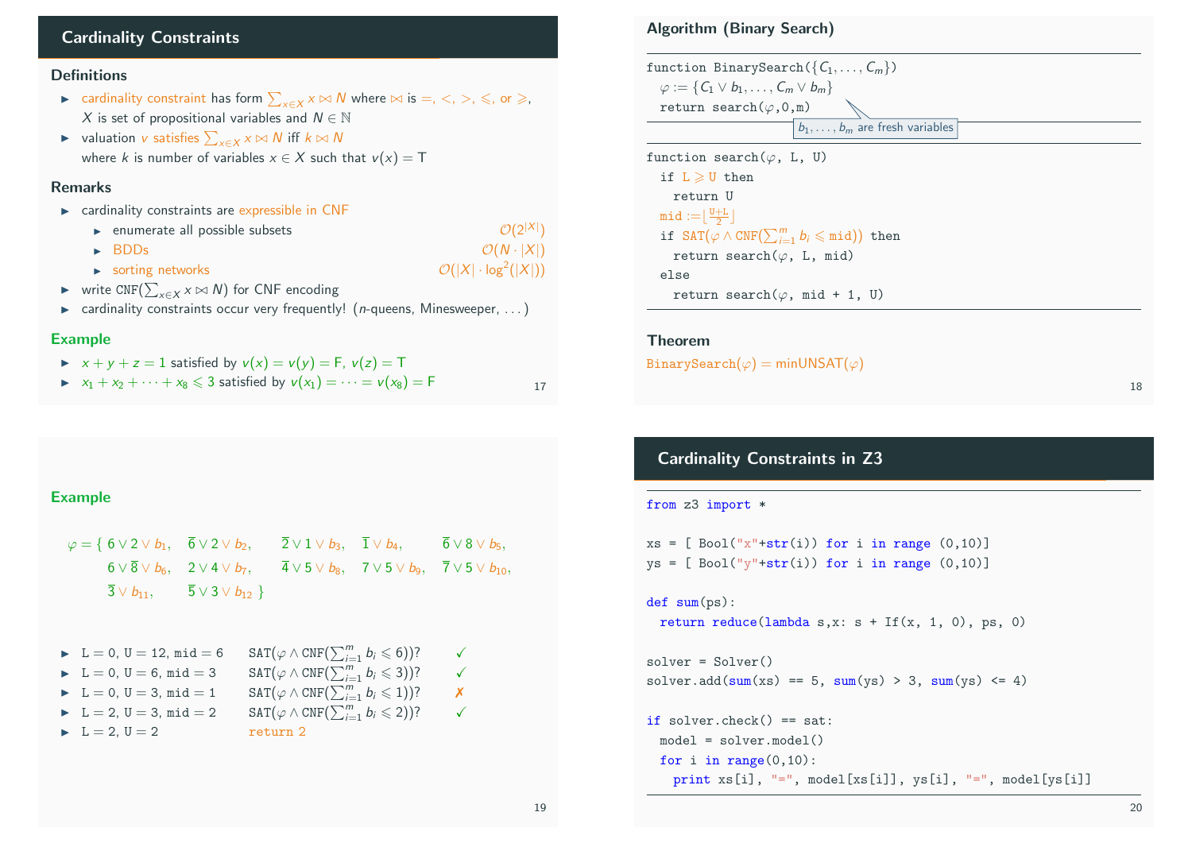## Cardinality Constraints

### Definitions

- cardinality constraint has form $\sum_{x \in X} x \bowtie N$ where $\bowtie$ is $=$, $<$, $>$, $\leqslant$, or $\geqslant$, $X$ is set of propositional variables and $N \in \mathbb{N}$
- valuation $v$ satisfies $\sum_{x \in X} x \bowtie N$ iff $k \bowtie N$ where $k$ is number of variables $x \in X$ such that $v(x) = \mathsf{T}$

### Remarks

- cardinality constraints are expressible in CNF
  - enumerate all possible subsets $\mathcal{O}(2^{|X|})$
  - BDDs $\mathcal{O}(N \cdot |X|)$
  - sorting networks $\mathcal{O}(|X| \cdot \log^2(|X|))$
- write $\mathtt{CNF}(\sum_{x \in X} x \bowtie N)$ for CNF encoding
- cardinality constraints occur very frequently! ($n$-queens, Minesweeper, ...)

### Example

- $x + y + z = 1$ satisfied by $v(x) = v(y) = \mathsf{F}$, $v(z) = \mathsf{T}$
- $x_1 + x_2 + \cdots + x_8 \leqslant 3$ satisfied by $v(x_1) = \cdots = v(x_8) = \mathsf{F}$

### Algorithm (Binary Search)

```
function BinarySearch({C_1,...,C_m})
  φ := {C_1 ∨ b_1,...,C_m ∨ b_m}
  return search(φ,0,m)
```

$b_1, \ldots, b_m$ are fresh variables

```
function search(φ, L, U)
  if L ⩾ U then
    return U
  mid := ⌊(U+L)/2⌋
  if SAT(φ ∧ CNF(∑_{i=1}^m b_i ⩽ mid)) then
    return search(φ, L, mid)
  else
    return search(φ, mid + 1, U)
```

### Theorem

$\mathtt{BinarySearch}(\varphi) = \mathsf{minUNSAT}(\varphi)$

### Example

$$\varphi = \{\, 6 \vee 2 \vee b_1,\quad \overline{6} \vee 2 \vee b_2,\quad \overline{2} \vee 1 \vee b_3,\quad \overline{1} \vee b_4,\quad \overline{6} \vee 8 \vee b_5,$$
$$6 \vee \overline{8} \vee b_6,\quad 2 \vee 4 \vee b_7,\quad \overline{4} \vee 5 \vee b_8,\quad 7 \vee 5 \vee b_9,\quad \overline{7} \vee 5 \vee b_{10},$$
$$\overline{3} \vee b_{11},\quad \overline{5} \vee 3 \vee b_{12} \,\}$$

- L = 0, U = 12, mid = 6 — $\mathtt{SAT}(\varphi \wedge \mathtt{CNF}(\sum_{i=1}^m b_i \leqslant 6))$? ✓
- L = 0, U = 6, mid = 3 — $\mathtt{SAT}(\varphi \wedge \mathtt{CNF}(\sum_{i=1}^m b_i \leqslant 3))$? ✓
- L = 0, U = 3, mid = 1 — $\mathtt{SAT}(\varphi \wedge \mathtt{CNF}(\sum_{i=1}^m b_i \leqslant 1))$? ✗
- L = 2, U = 3, mid = 2 — $\mathtt{SAT}(\varphi \wedge \mathtt{CNF}(\sum_{i=1}^m b_i \leqslant 2))$? ✓
- L = 2, U = 2 — return 2

## Cardinality Constraints in Z3

```python
from z3 import *

xs = [ Bool("x"+str(i)) for i in range (0,10)]
ys = [ Bool("y"+str(i)) for i in range (0,10)]

def sum(ps):
  return reduce(lambda s,x: s + If(x, 1, 0), ps, 0)

solver = Solver()
solver.add(sum(xs) == 5, sum(ys) > 3, sum(ys) <= 4)

if solver.check() == sat:
  model = solver.model()
  for i in range(0,10):
    print xs[i], "=", model[xs[i]], ys[i], "=", model[ys[i]]
```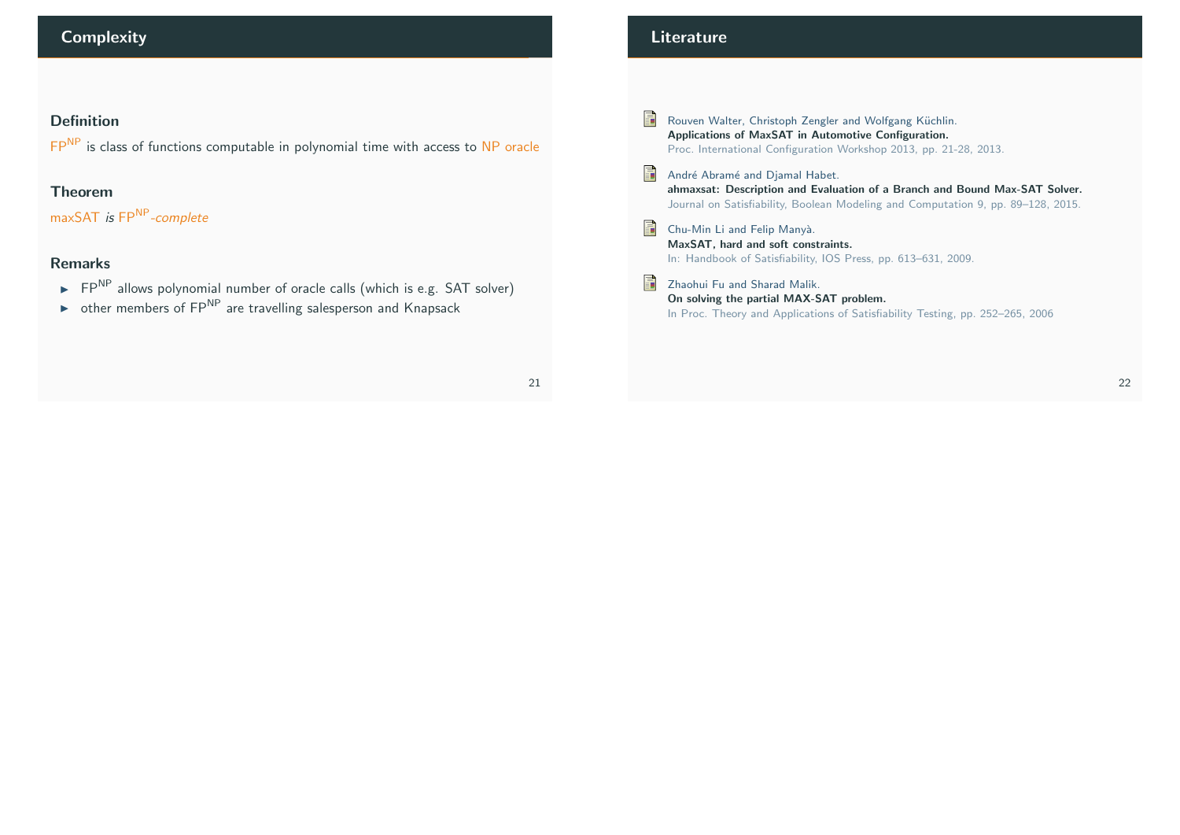## Complexity

### Definition

$FP^{NP}$ is class of functions computable in polynomial time with access to NP oracle

### Theorem

*maxSAT is $FP^{NP}$-complete*

### Remarks

- $FP^{NP}$ allows polynomial number of oracle calls (which is e.g. SAT solver)
- other members of $FP^{NP}$ are travelling salesperson and Knapsack

## Literature

- Rouven Walter, Christoph Zengler and Wolfgang Küchlin.
  **Applications of MaxSAT in Automotive Configuration.**
  Proc. International Configuration Workshop 2013, pp. 21-28, 2013.
- André Abramé and Djamal Habet.
  **ahmaxsat: Description and Evaluation of a Branch and Bound Max-SAT Solver.**
  Journal on Satisfiability, Boolean Modeling and Computation 9, pp. 89–128, 2015.
- Chu-Min Li and Felip Manyà.
  **MaxSAT, hard and soft constraints.**
  In: Handbook of Satisfiability, IOS Press, pp. 613–631, 2009.
- Zhaohui Fu and Sharad Malik.
  **On solving the partial MAX-SAT problem.**
  In Proc. Theory and Applications of Satisfiability Testing, pp. 252–265, 2006